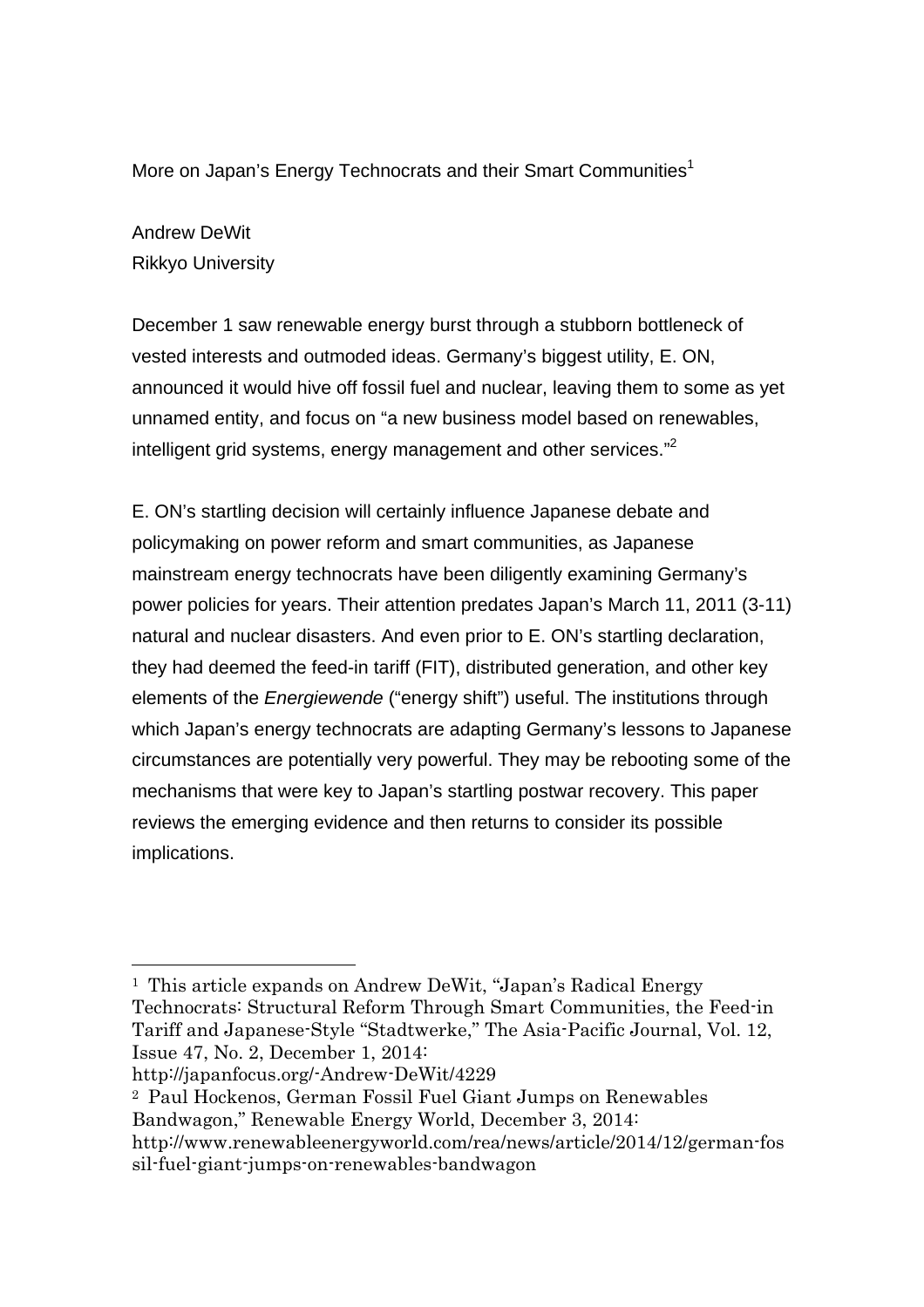# More on Japan's Energy Technocrats and their Smart Communities[1]

Andrew DeWit
Rikkyo University

December 1 saw renewable energy burst through a stubborn bottleneck of vested interests and outmoded ideas. Germany's biggest utility, E. ON, announced it would hive off fossil fuel and nuclear, leaving them to some as yet unnamed entity, and focus on "a new business model based on renewables, intelligent grid systems, energy management and other services."[2]

E. ON's startling decision will certainly influence Japanese debate and policymaking on power reform and smart communities, as Japanese mainstream energy technocrats have been diligently examining Germany's power policies for years. Their attention predates Japan's March 11, 2011 (3-11) natural and nuclear disasters. And even prior to E. ON's startling declaration, they had deemed the feed-in tariff (FIT), distributed generation, and other key elements of the *Energiewende* ("energy shift") useful. The institutions through which Japan's energy technocrats are adapting Germany's lessons to Japanese circumstances are potentially very powerful. They may be rebooting some of the mechanisms that were key to Japan's startling postwar recovery. This paper reviews the emerging evidence and then returns to consider its possible implications.

---

[1] This article expands on Andrew DeWit, "Japan's Radical Energy Technocrats: Structural Reform Through Smart Communities, the Feed-in Tariff and Japanese-Style "Stadtwerke," The Asia-Pacific Journal, Vol. 12, Issue 47, No. 2, December 1, 2014: http://japanfocus.org/-Andrew-DeWit/4229

[2] Paul Hockenos, German Fossil Fuel Giant Jumps on Renewables Bandwagon," Renewable Energy World, December 3, 2014: http://www.renewableenergyworld.com/rea/news/article/2014/12/german-fossil-fuel-giant-jumps-on-renewables-bandwagon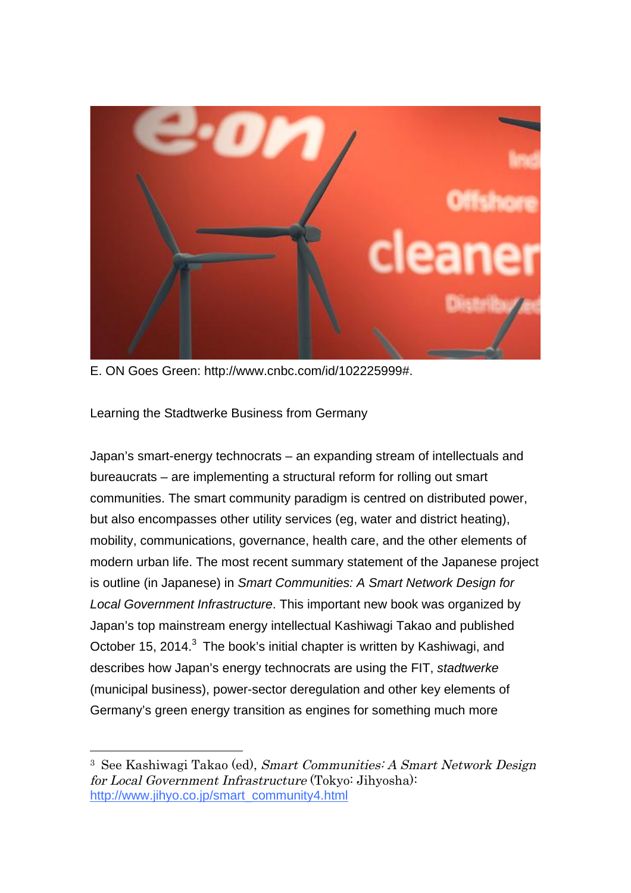E. ON Goes Green: http://www.cnbc.com/id/102225999#.

Learning the Stadtwerke Business from Germany

Japan's smart-energy technocrats – an expanding stream of intellectuals and bureaucrats – are implementing a structural reform for rolling out smart communities. The smart community paradigm is centred on distributed power, but also encompasses other utility services (eg, water and district heating), mobility, communications, governance, health care, and the other elements of modern urban life. The most recent summary statement of the Japanese project is outline (in Japanese) in *Smart Communities: A Smart Network Design for Local Government Infrastructure*. This important new book was organized by Japan's top mainstream energy intellectual Kashiwagi Takao and published October 15, 2014.[3] The book's initial chapter is written by Kashiwagi, and describes how Japan's energy technocrats are using the FIT, *stadtwerke* (municipal business), power-sector deregulation and other key elements of Germany's green energy transition as engines for something much more

---

[3] See Kashiwagi Takao (ed), *Smart Communities: A Smart Network Design for Local Government Infrastructure* (Tokyo: Jihyosha): http://www.jihyo.co.jp/smart_community4.html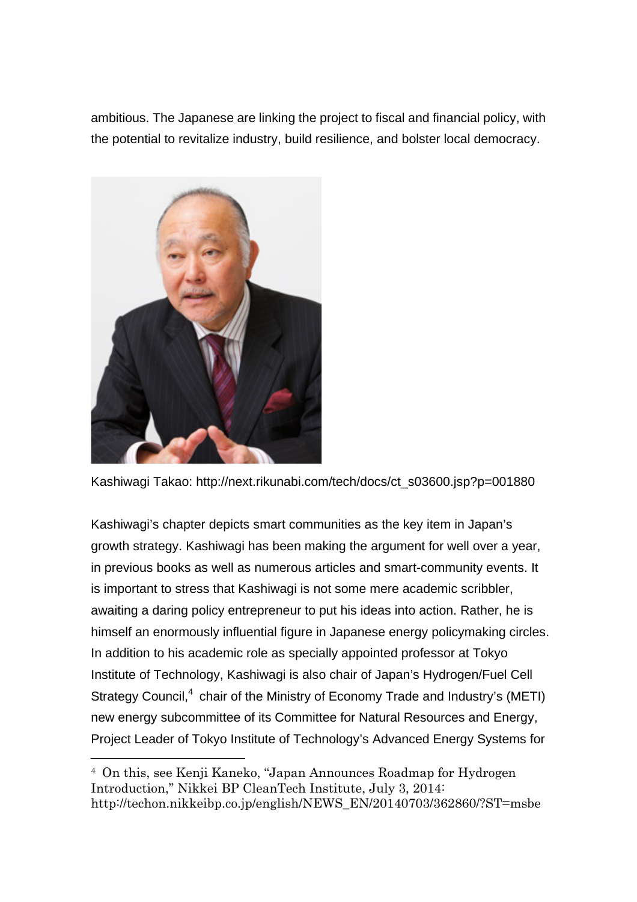ambitious. The Japanese are linking the project to fiscal and financial policy, with the potential to revitalize industry, build resilience, and bolster local democracy.

Kashiwagi Takao: http://next.rikunabi.com/tech/docs/ct_s03600.jsp?p=001880

Kashiwagi's chapter depicts smart communities as the key item in Japan's growth strategy. Kashiwagi has been making the argument for well over a year, in previous books as well as numerous articles and smart-community events. It is important to stress that Kashiwagi is not some mere academic scribbler, awaiting a daring policy entrepreneur to put his ideas into action. Rather, he is himself an enormously influential figure in Japanese energy policymaking circles. In addition to his academic role as specially appointed professor at Tokyo Institute of Technology, Kashiwagi is also chair of Japan's Hydrogen/Fuel Cell Strategy Council,[4] chair of the Ministry of Economy Trade and Industry's (METI) new energy subcommittee of its Committee for Natural Resources and Energy, Project Leader of Tokyo Institute of Technology's Advanced Energy Systems for

[4] On this, see Kenji Kaneko, "Japan Announces Roadmap for Hydrogen Introduction," Nikkei BP CleanTech Institute, July 3, 2014: http://techon.nikkeibp.co.jp/english/NEWS_EN/20140703/362860/?ST=msbe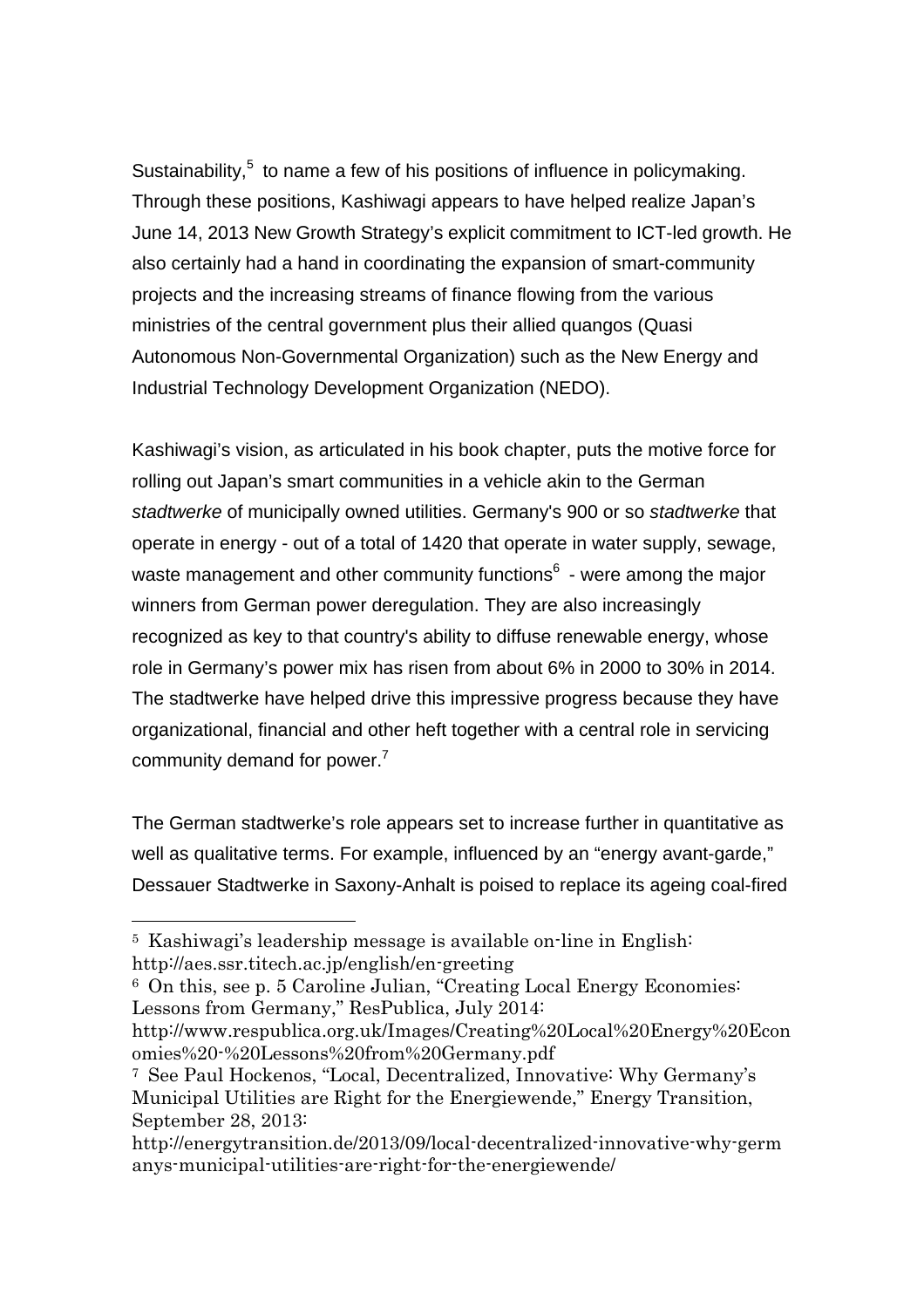Sustainability,[5] to name a few of his positions of influence in policymaking. Through these positions, Kashiwagi appears to have helped realize Japan's June 14, 2013 New Growth Strategy's explicit commitment to ICT-led growth. He also certainly had a hand in coordinating the expansion of smart-community projects and the increasing streams of finance flowing from the various ministries of the central government plus their allied quangos (Quasi Autonomous Non-Governmental Organization) such as the New Energy and Industrial Technology Development Organization (NEDO).

Kashiwagi's vision, as articulated in his book chapter, puts the motive force for rolling out Japan's smart communities in a vehicle akin to the German *stadtwerke* of municipally owned utilities. Germany's 900 or so *stadtwerke* that operate in energy - out of a total of 1420 that operate in water supply, sewage, waste management and other community functions[6] - were among the major winners from German power deregulation. They are also increasingly recognized as key to that country's ability to diffuse renewable energy, whose role in Germany's power mix has risen from about 6% in 2000 to 30% in 2014. The stadtwerke have helped drive this impressive progress because they have organizational, financial and other heft together with a central role in servicing community demand for power.[7]

The German stadtwerke's role appears set to increase further in quantitative as well as qualitative terms. For example, influenced by an "energy avant-garde," Dessauer Stadtwerke in Saxony-Anhalt is poised to replace its ageing coal-fired

---

[5] Kashiwagi's leadership message is available on-line in English: http://aes.ssr.titech.ac.jp/english/en-greeting

[6] On this, see p. 5 Caroline Julian, "Creating Local Energy Economies: Lessons from Germany," ResPublica, July 2014: http://www.respublica.org.uk/Images/Creating%20Local%20Energy%20Economies%20-%20Lessons%20from%20Germany.pdf

[7] See Paul Hockenos, "Local, Decentralized, Innovative: Why Germany's Municipal Utilities are Right for the Energiewende," Energy Transition, September 28, 2013: http://energytransition.de/2013/09/local-decentralized-innovative-why-germanys-municipal-utilities-are-right-for-the-energiewende/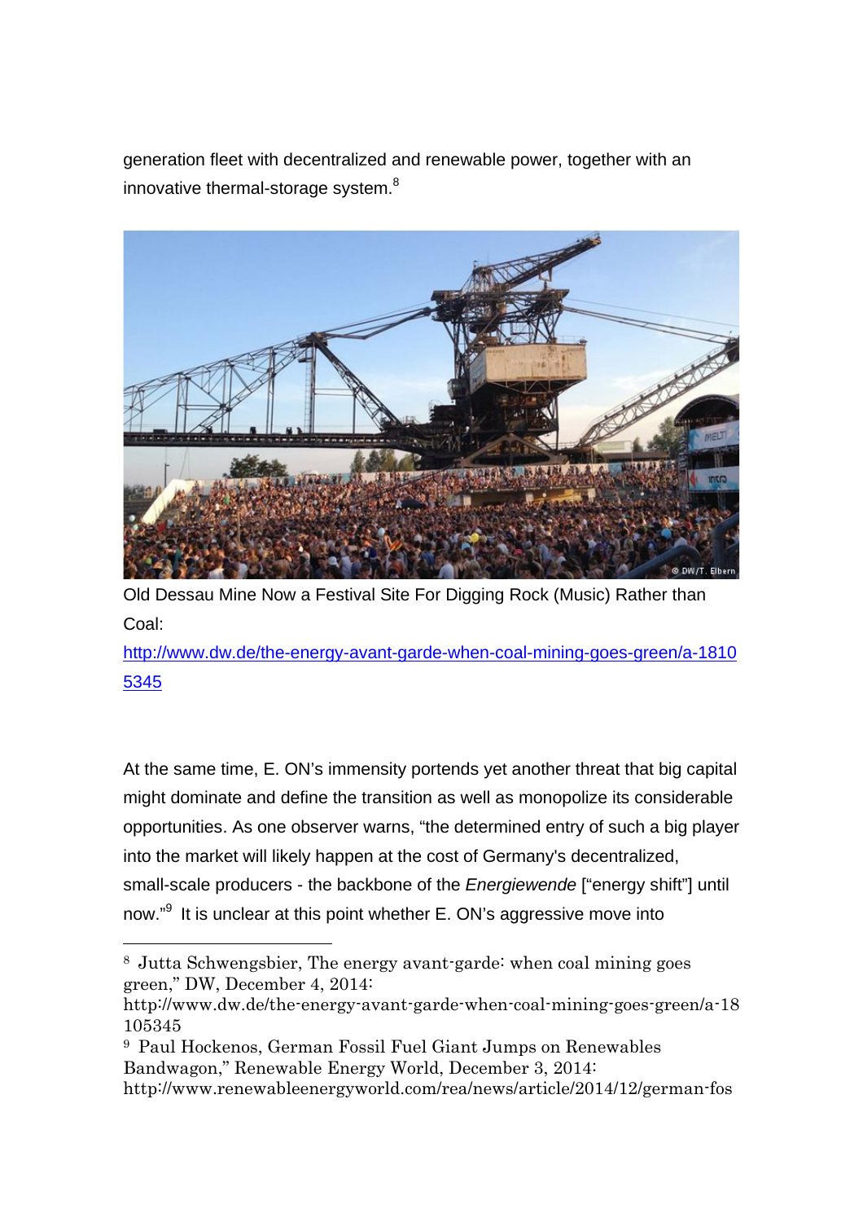generation fleet with decentralized and renewable power, together with an innovative thermal-storage system.[8]

Old Dessau Mine Now a Festival Site For Digging Rock (Music) Rather than Coal:
http://www.dw.de/the-energy-avant-garde-when-coal-mining-goes-green/a-18105345

At the same time, E. ON's immensity portends yet another threat that big capital might dominate and define the transition as well as monopolize its considerable opportunities. As one observer warns, "the determined entry of such a big player into the market will likely happen at the cost of Germany's decentralized, small-scale producers - the backbone of the *Energiewende* ["energy shift"] until now."[9] It is unclear at this point whether E. ON's aggressive move into

---

[8] Jutta Schwengsbier, The energy avant-garde: when coal mining goes green," DW, December 4, 2014: http://www.dw.de/the-energy-avant-garde-when-coal-mining-goes-green/a-18105345

[9] Paul Hockenos, German Fossil Fuel Giant Jumps on Renewables Bandwagon," Renewable Energy World, December 3, 2014: http://www.renewableenergyworld.com/rea/news/article/2014/12/german-fos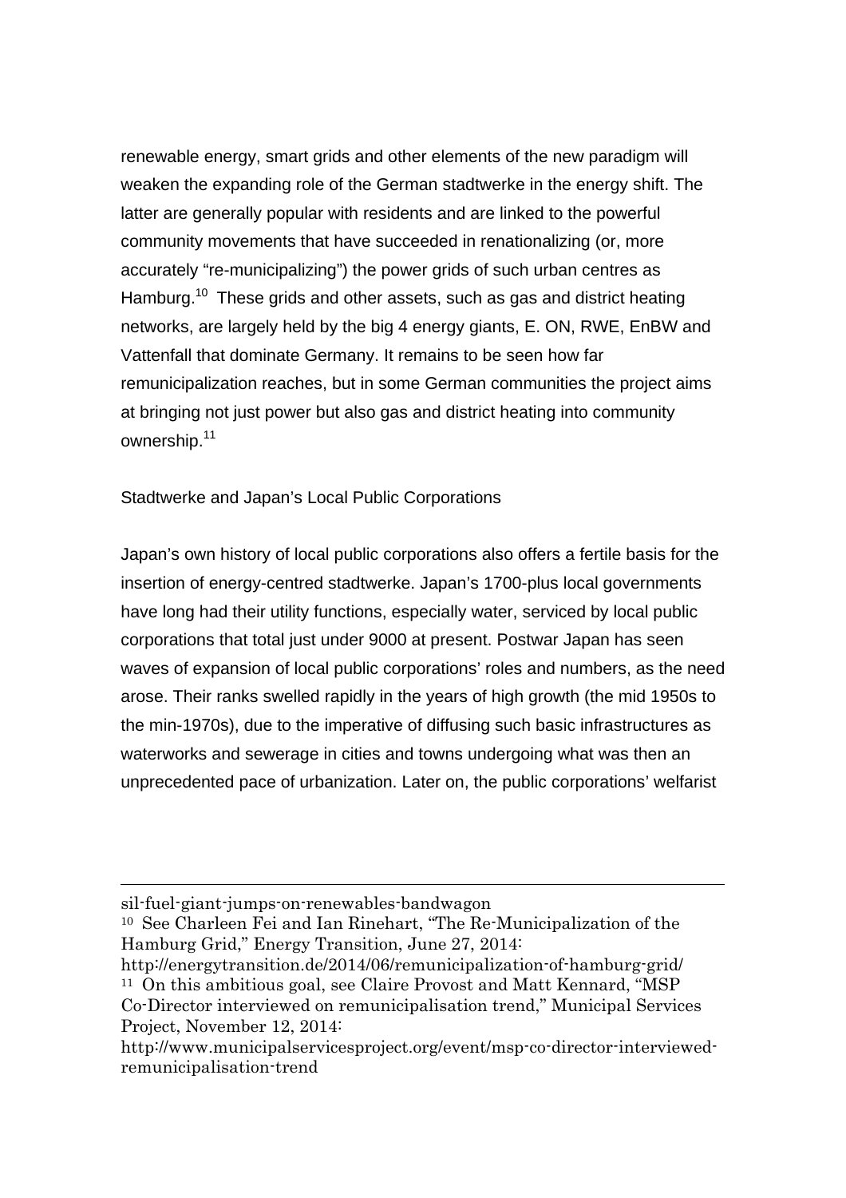renewable energy, smart grids and other elements of the new paradigm will weaken the expanding role of the German stadtwerke in the energy shift. The latter are generally popular with residents and are linked to the powerful community movements that have succeeded in renationalizing (or, more accurately "re-municipalizing") the power grids of such urban centres as Hamburg.[10] These grids and other assets, such as gas and district heating networks, are largely held by the big 4 energy giants, E. ON, RWE, EnBW and Vattenfall that dominate Germany. It remains to be seen how far remunicipalization reaches, but in some German communities the project aims at bringing not just power but also gas and district heating into community ownership.[11]

## Stadtwerke and Japan's Local Public Corporations

Japan's own history of local public corporations also offers a fertile basis for the insertion of energy-centred stadtwerke. Japan's 1700-plus local governments have long had their utility functions, especially water, serviced by local public corporations that total just under 9000 at present. Postwar Japan has seen waves of expansion of local public corporations' roles and numbers, as the need arose. Their ranks swelled rapidly in the years of high growth (the mid 1950s to the min-1970s), due to the imperative of diffusing such basic infrastructures as waterworks and sewerage in cities and towns undergoing what was then an unprecedented pace of urbanization. Later on, the public corporations' welfarist

---

sil-fuel-giant-jumps-on-renewables-bandwagon

[10] See Charleen Fei and Ian Rinehart, "The Re-Municipalization of the Hamburg Grid," Energy Transition, June 27, 2014: http://energytransition.de/2014/06/remunicipalization-of-hamburg-grid/

[11] On this ambitious goal, see Claire Provost and Matt Kennard, "MSP Co-Director interviewed on remunicipalisation trend," Municipal Services Project, November 12, 2014: http://www.municipalservicesproject.org/event/msp-co-director-interviewed-remunicipalisation-trend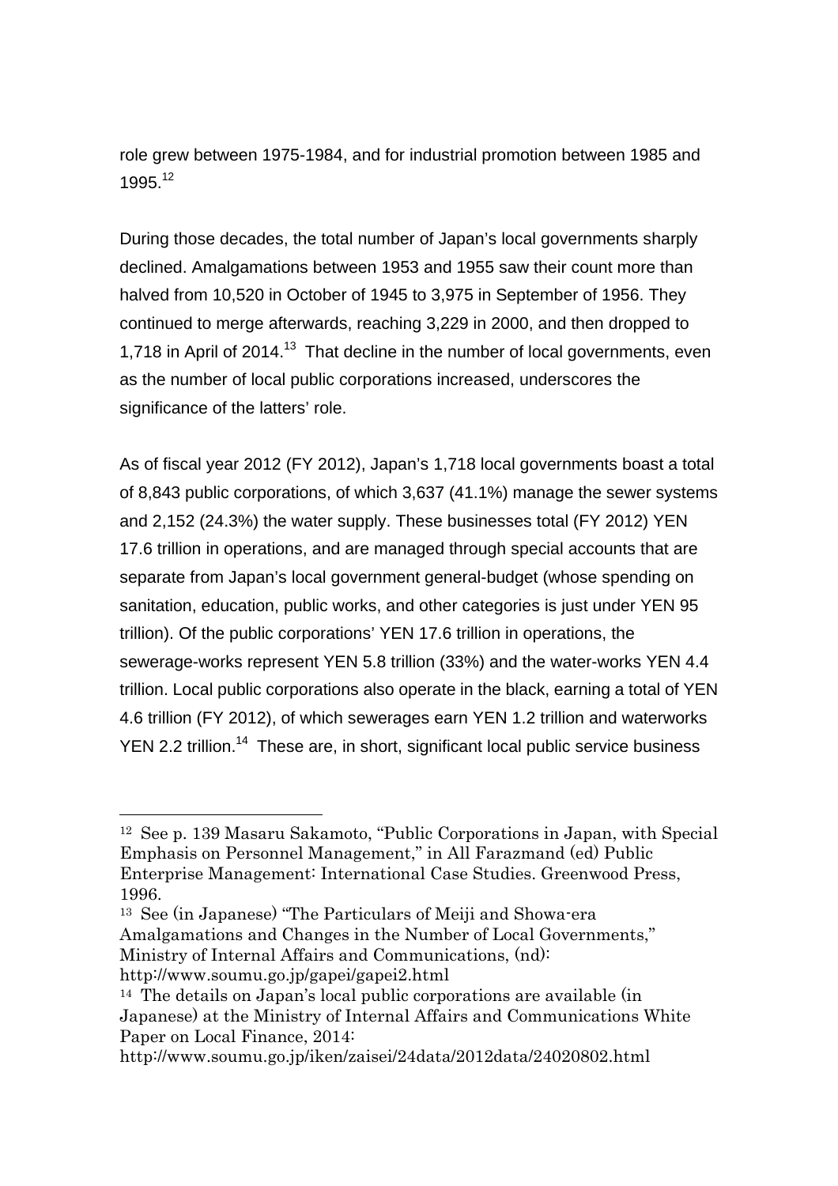role grew between 1975-1984, and for industrial promotion between 1985 and 1995.[12]

During those decades, the total number of Japan's local governments sharply declined. Amalgamations between 1953 and 1955 saw their count more than halved from 10,520 in October of 1945 to 3,975 in September of 1956. They continued to merge afterwards, reaching 3,229 in 2000, and then dropped to 1,718 in April of 2014.[13] That decline in the number of local governments, even as the number of local public corporations increased, underscores the significance of the latters' role.

As of fiscal year 2012 (FY 2012), Japan's 1,718 local governments boast a total of 8,843 public corporations, of which 3,637 (41.1%) manage the sewer systems and 2,152 (24.3%) the water supply. These businesses total (FY 2012) YEN 17.6 trillion in operations, and are managed through special accounts that are separate from Japan's local government general-budget (whose spending on sanitation, education, public works, and other categories is just under YEN 95 trillion). Of the public corporations' YEN 17.6 trillion in operations, the sewerage-works represent YEN 5.8 trillion (33%) and the water-works YEN 4.4 trillion. Local public corporations also operate in the black, earning a total of YEN 4.6 trillion (FY 2012), of which sewerages earn YEN 1.2 trillion and waterworks YEN 2.2 trillion.[14] These are, in short, significant local public service business

---

[12] See p. 139 Masaru Sakamoto, "Public Corporations in Japan, with Special Emphasis on Personnel Management," in All Farazmand (ed) Public Enterprise Management: International Case Studies. Greenwood Press, 1996.

[13] See (in Japanese) "The Particulars of Meiji and Showa-era Amalgamations and Changes in the Number of Local Governments," Ministry of Internal Affairs and Communications, (nd): http://www.soumu.go.jp/gapei/gapei2.html

[14] The details on Japan's local public corporations are available (in Japanese) at the Ministry of Internal Affairs and Communications White Paper on Local Finance, 2014: http://www.soumu.go.jp/iken/zaisei/24data/2012data/24020802.html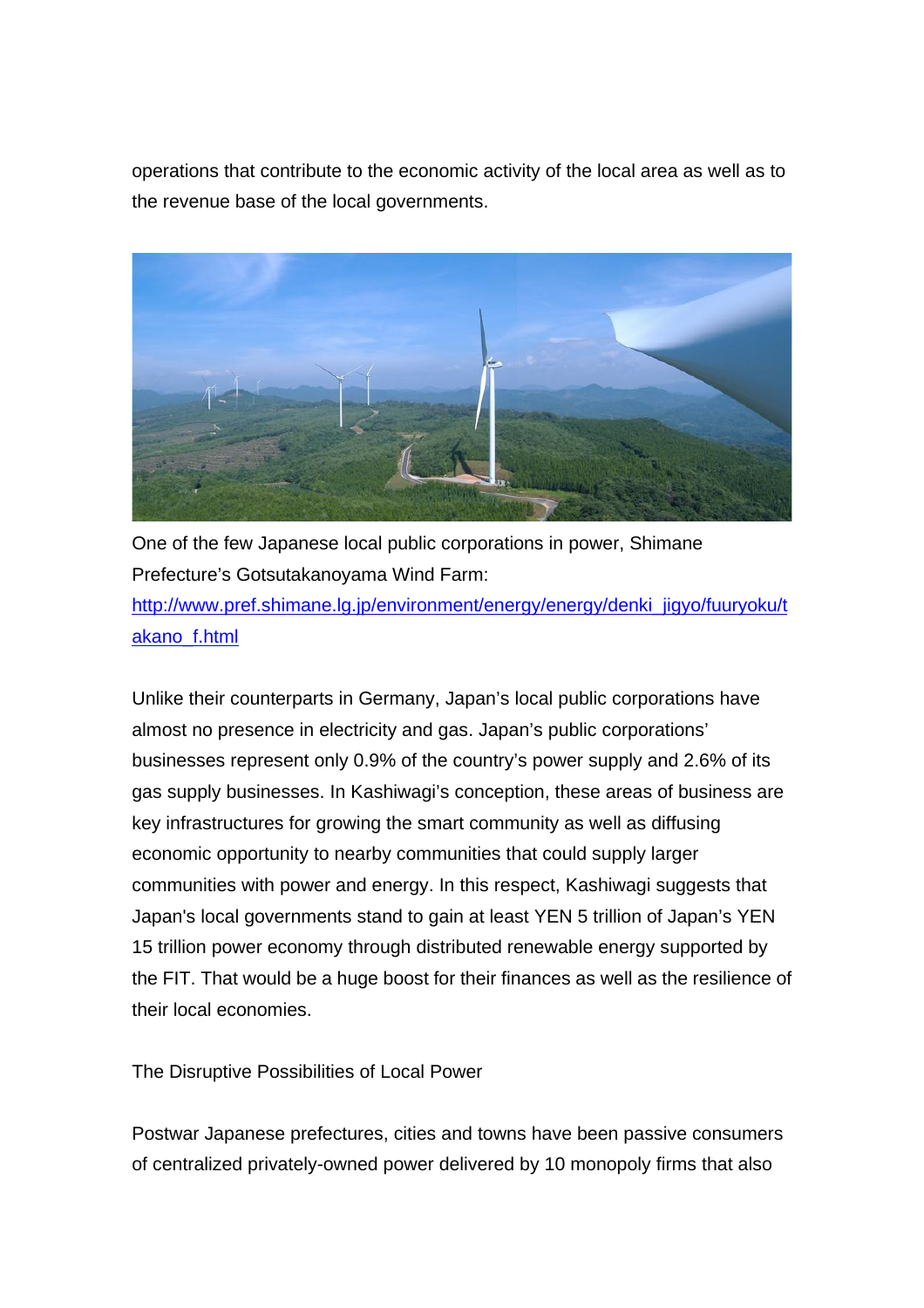operations that contribute to the economic activity of the local area as well as to the revenue base of the local governments.

One of the few Japanese local public corporations in power, Shimane Prefecture's Gotsutakanoyama Wind Farm: http://www.pref.shimane.lg.jp/environment/energy/energy/denki_jigyo/fuuryoku/takano_f.html

Unlike their counterparts in Germany, Japan's local public corporations have almost no presence in electricity and gas. Japan's public corporations' businesses represent only 0.9% of the country's power supply and 2.6% of its gas supply businesses. In Kashiwagi's conception, these areas of business are key infrastructures for growing the smart community as well as diffusing economic opportunity to nearby communities that could supply larger communities with power and energy. In this respect, Kashiwagi suggests that Japan's local governments stand to gain at least YEN 5 trillion of Japan's YEN 15 trillion power economy through distributed renewable energy supported by the FIT. That would be a huge boost for their finances as well as the resilience of their local economies.

## The Disruptive Possibilities of Local Power

Postwar Japanese prefectures, cities and towns have been passive consumers of centralized privately-owned power delivered by 10 monopoly firms that also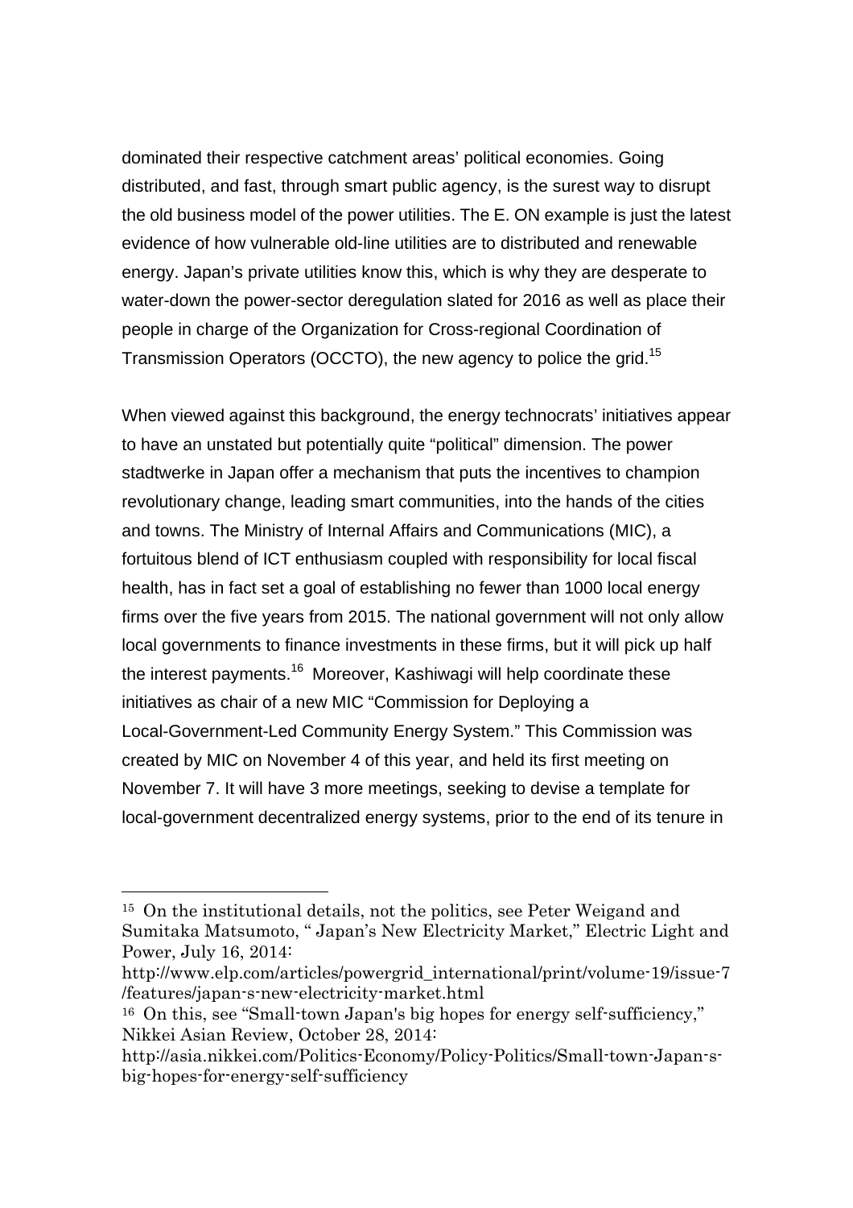dominated their respective catchment areas' political economies. Going distributed, and fast, through smart public agency, is the surest way to disrupt the old business model of the power utilities. The E. ON example is just the latest evidence of how vulnerable old-line utilities are to distributed and renewable energy. Japan's private utilities know this, which is why they are desperate to water-down the power-sector deregulation slated for 2016 as well as place their people in charge of the Organization for Cross-regional Coordination of Transmission Operators (OCCTO), the new agency to police the grid.[15]

When viewed against this background, the energy technocrats' initiatives appear to have an unstated but potentially quite "political" dimension. The power stadtwerke in Japan offer a mechanism that puts the incentives to champion revolutionary change, leading smart communities, into the hands of the cities and towns. The Ministry of Internal Affairs and Communications (MIC), a fortuitous blend of ICT enthusiasm coupled with responsibility for local fiscal health, has in fact set a goal of establishing no fewer than 1000 local energy firms over the five years from 2015. The national government will not only allow local governments to finance investments in these firms, but it will pick up half the interest payments.[16] Moreover, Kashiwagi will help coordinate these initiatives as chair of a new MIC "Commission for Deploying a Local-Government-Led Community Energy System." This Commission was created by MIC on November 4 of this year, and held its first meeting on November 7. It will have 3 more meetings, seeking to devise a template for local-government decentralized energy systems, prior to the end of its tenure in

---

[15] On the institutional details, not the politics, see Peter Weigand and Sumitaka Matsumoto, " Japan's New Electricity Market," Electric Light and Power, July 16, 2014: http://www.elp.com/articles/powergrid_international/print/volume-19/issue-7/features/japan-s-new-electricity-market.html

[16] On this, see "Small-town Japan's big hopes for energy self-sufficiency," Nikkei Asian Review, October 28, 2014: http://asia.nikkei.com/Politics-Economy/Policy-Politics/Small-town-Japan-s-big-hopes-for-energy-self-sufficiency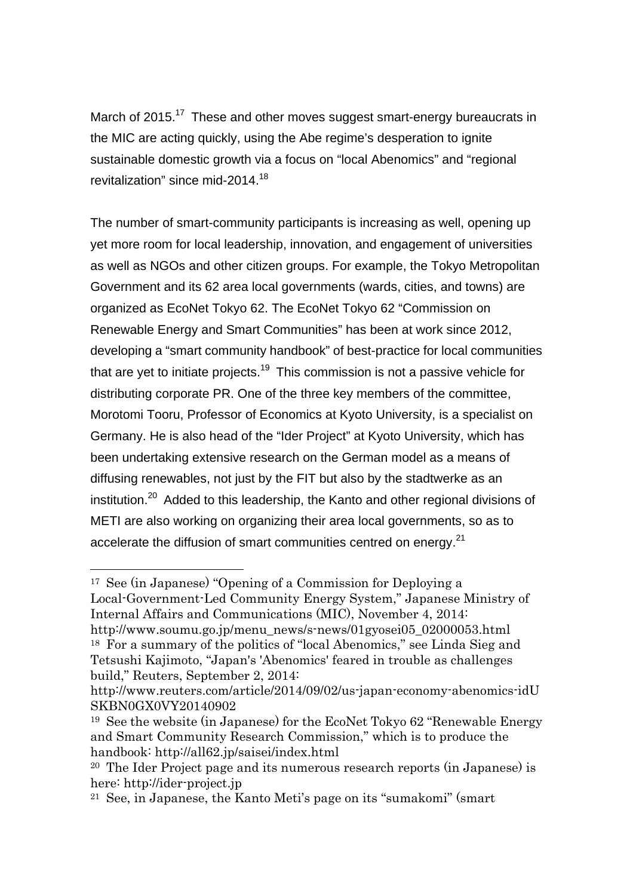March of 2015.[17] These and other moves suggest smart-energy bureaucrats in the MIC are acting quickly, using the Abe regime's desperation to ignite sustainable domestic growth via a focus on "local Abenomics" and "regional revitalization" since mid-2014.[18]

The number of smart-community participants is increasing as well, opening up yet more room for local leadership, innovation, and engagement of universities as well as NGOs and other citizen groups. For example, the Tokyo Metropolitan Government and its 62 area local governments (wards, cities, and towns) are organized as EcoNet Tokyo 62. The EcoNet Tokyo 62 "Commission on Renewable Energy and Smart Communities" has been at work since 2012, developing a "smart community handbook" of best-practice for local communities that are yet to initiate projects.[19] This commission is not a passive vehicle for distributing corporate PR. One of the three key members of the committee, Morotomi Tooru, Professor of Economics at Kyoto University, is a specialist on Germany. He is also head of the "Ider Project" at Kyoto University, which has been undertaking extensive research on the German model as a means of diffusing renewables, not just by the FIT but also by the stadtwerke as an institution.[20] Added to this leadership, the Kanto and other regional divisions of METI are also working on organizing their area local governments, so as to accelerate the diffusion of smart communities centred on energy.[21]

---

[17] See (in Japanese) "Opening of a Commission for Deploying a Local-Government-Led Community Energy System," Japanese Ministry of Internal Affairs and Communications (MIC), November 4, 2014: http://www.soumu.go.jp/menu_news/s-news/01gyosei05_02000053.html

[18] For a summary of the politics of "local Abenomics," see Linda Sieg and Tetsushi Kajimoto, "Japan's 'Abenomics' feared in trouble as challenges build," Reuters, September 2, 2014: http://www.reuters.com/article/2014/09/02/us-japan-economy-abenomics-idUSKBN0GX0VY20140902

[19] See the website (in Japanese) for the EcoNet Tokyo 62 "Renewable Energy and Smart Community Research Commission," which is to produce the handbook: http://all62.jp/saisei/index.html

[20] The Ider Project page and its numerous research reports (in Japanese) is here: http://ider-project.jp

[21] See, in Japanese, the Kanto Meti's page on its "sumakomi" (smart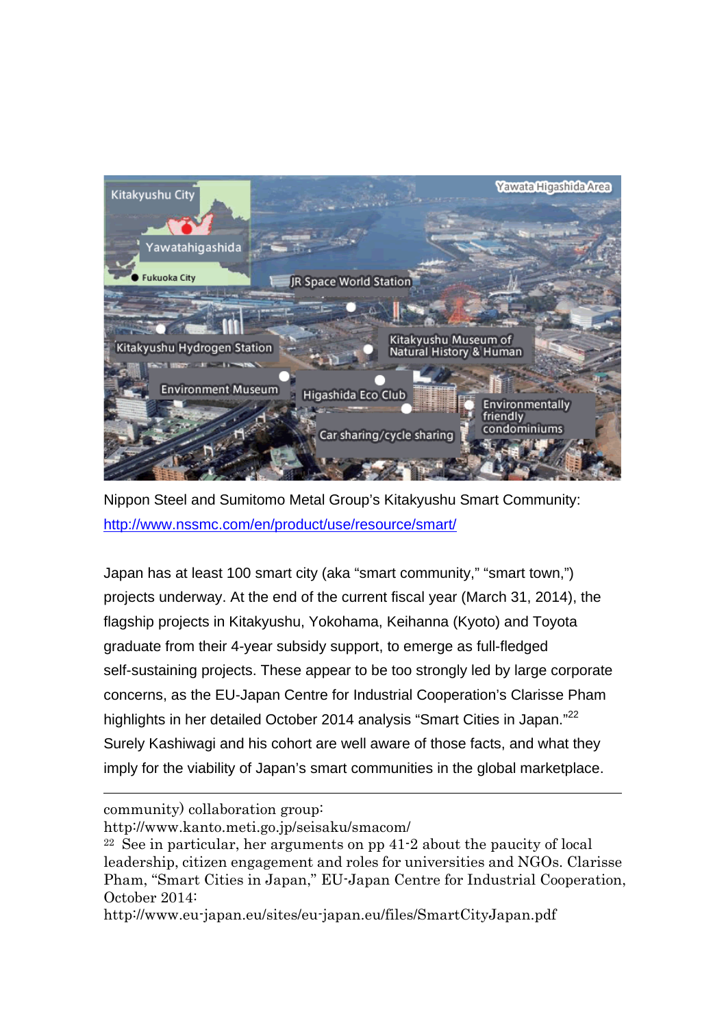Nippon Steel and Sumitomo Metal Group's Kitakyushu Smart Community: http://www.nssmc.com/en/product/use/resource/smart/

Japan has at least 100 smart city (aka "smart community," "smart town,") projects underway. At the end of the current fiscal year (March 31, 2014), the flagship projects in Kitakyushu, Yokohama, Keihanna (Kyoto) and Toyota graduate from their 4-year subsidy support, to emerge as full-fledged self-sustaining projects. These appear to be too strongly led by large corporate concerns, as the EU-Japan Centre for Industrial Cooperation's Clarisse Pham highlights in her detailed October 2014 analysis "Smart Cities in Japan."[22] Surely Kashiwagi and his cohort are well aware of those facts, and what they imply for the viability of Japan's smart communities in the global marketplace.

---

community) collaboration group: http://www.kanto.meti.go.jp/seisaku/smacom/

[22] See in particular, her arguments on pp 41-2 about the paucity of local leadership, citizen engagement and roles for universities and NGOs. Clarisse Pham, "Smart Cities in Japan," EU-Japan Centre for Industrial Cooperation, October 2014: http://www.eu-japan.eu/sites/eu-japan.eu/files/SmartCityJapan.pdf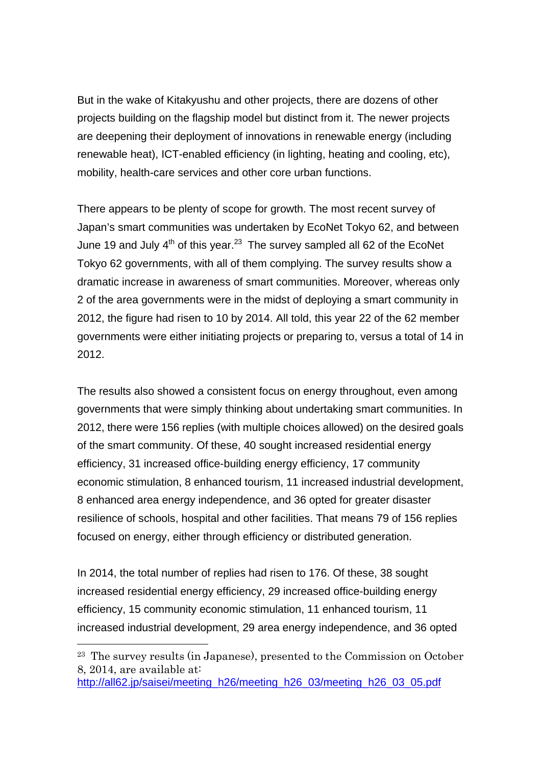But in the wake of Kitakyushu and other projects, there are dozens of other projects building on the flagship model but distinct from it. The newer projects are deepening their deployment of innovations in renewable energy (including renewable heat), ICT-enabled efficiency (in lighting, heating and cooling, etc), mobility, health-care services and other core urban functions.

There appears to be plenty of scope for growth. The most recent survey of Japan's smart communities was undertaken by EcoNet Tokyo 62, and between June 19 and July 4th of this year.[23] The survey sampled all 62 of the EcoNet Tokyo 62 governments, with all of them complying. The survey results show a dramatic increase in awareness of smart communities. Moreover, whereas only 2 of the area governments were in the midst of deploying a smart community in 2012, the figure had risen to 10 by 2014. All told, this year 22 of the 62 member governments were either initiating projects or preparing to, versus a total of 14 in 2012.

The results also showed a consistent focus on energy throughout, even among governments that were simply thinking about undertaking smart communities. In 2012, there were 156 replies (with multiple choices allowed) on the desired goals of the smart community. Of these, 40 sought increased residential energy efficiency, 31 increased office-building energy efficiency, 17 community economic stimulation, 8 enhanced tourism, 11 increased industrial development, 8 enhanced area energy independence, and 36 opted for greater disaster resilience of schools, hospital and other facilities. That means 79 of 156 replies focused on energy, either through efficiency or distributed generation.

In 2014, the total number of replies had risen to 176. Of these, 38 sought increased residential energy efficiency, 29 increased office-building energy efficiency, 15 community economic stimulation, 11 enhanced tourism, 11 increased industrial development, 29 area energy independence, and 36 opted

[23] The survey results (in Japanese), presented to the Commission on October 8, 2014, are available at: http://all62.jp/saisei/meeting_h26/meeting_h26_03/meeting_h26_03_05.pdf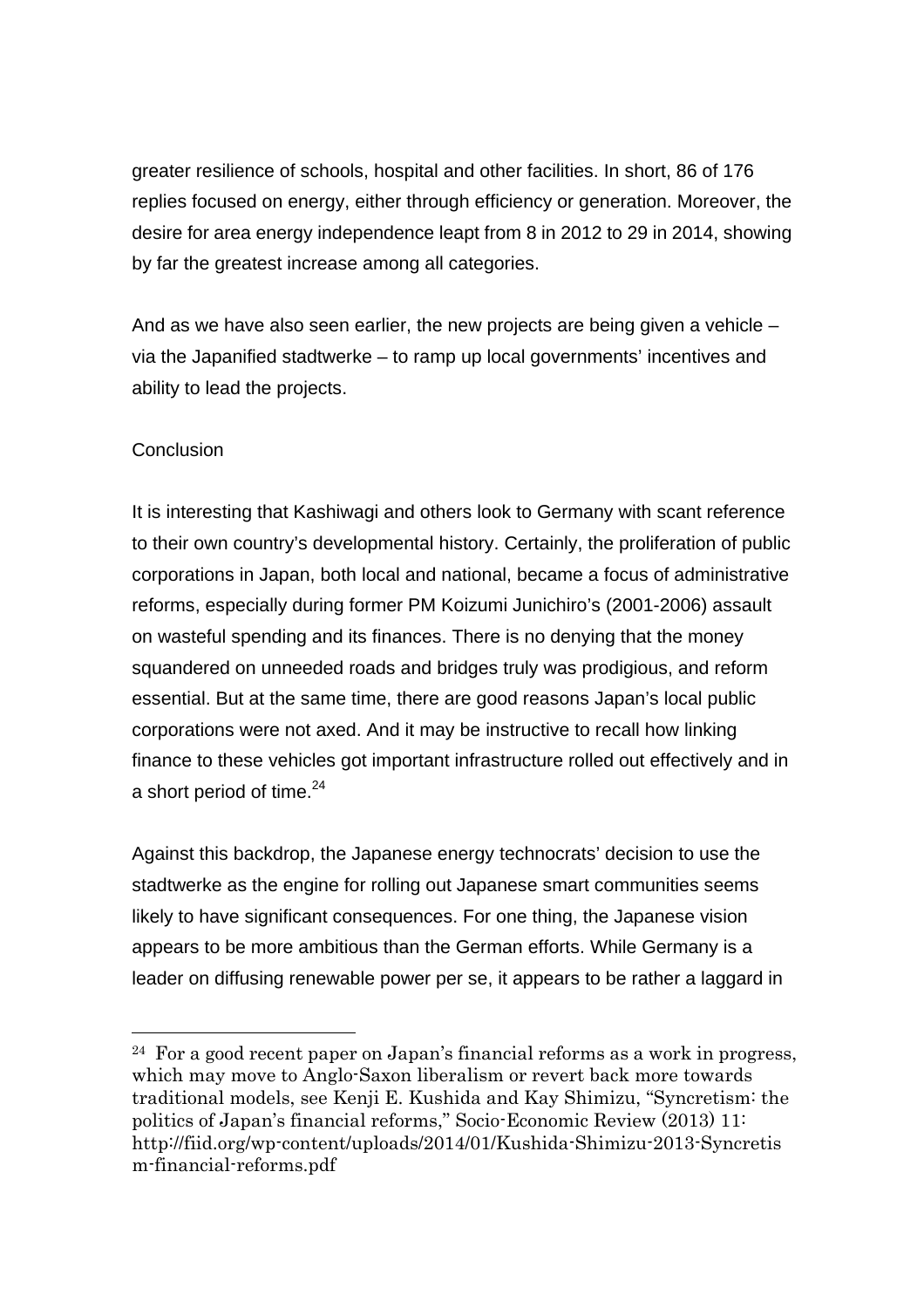greater resilience of schools, hospital and other facilities. In short, 86 of 176 replies focused on energy, either through efficiency or generation. Moreover, the desire for area energy independence leapt from 8 in 2012 to 29 in 2014, showing by far the greatest increase among all categories.

And as we have also seen earlier, the new projects are being given a vehicle – via the Japanified stadtwerke – to ramp up local governments' incentives and ability to lead the projects.

## Conclusion

It is interesting that Kashiwagi and others look to Germany with scant reference to their own country's developmental history. Certainly, the proliferation of public corporations in Japan, both local and national, became a focus of administrative reforms, especially during former PM Koizumi Junichiro's (2001-2006) assault on wasteful spending and its finances. There is no denying that the money squandered on unneeded roads and bridges truly was prodigious, and reform essential. But at the same time, there are good reasons Japan's local public corporations were not axed. And it may be instructive to recall how linking finance to these vehicles got important infrastructure rolled out effectively and in a short period of time.[24]

Against this backdrop, the Japanese energy technocrats' decision to use the stadtwerke as the engine for rolling out Japanese smart communities seems likely to have significant consequences. For one thing, the Japanese vision appears to be more ambitious than the German efforts. While Germany is a leader on diffusing renewable power per se, it appears to be rather a laggard in

---

[24] For a good recent paper on Japan's financial reforms as a work in progress, which may move to Anglo-Saxon liberalism or revert back more towards traditional models, see Kenji E. Kushida and Kay Shimizu, "Syncretism: the politics of Japan's financial reforms," Socio-Economic Review (2013) 11: http://fiid.org/wp-content/uploads/2014/01/Kushida-Shimizu-2013-Syncretism-financial-reforms.pdf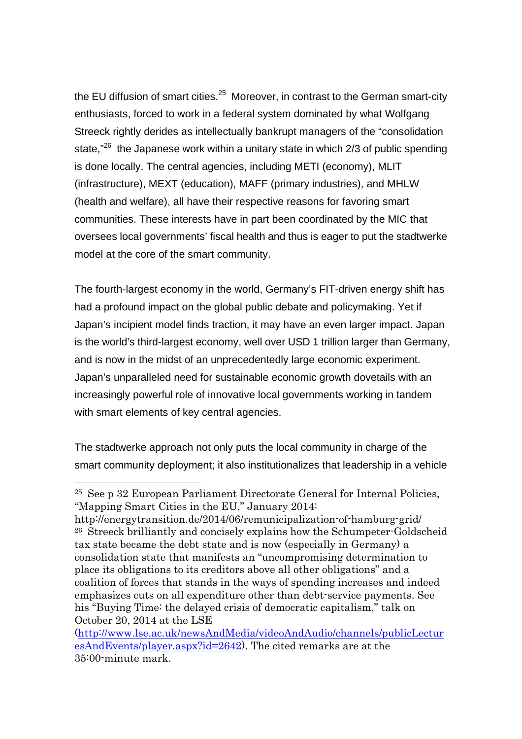the EU diffusion of smart cities.[25] Moreover, in contrast to the German smart-city enthusiasts, forced to work in a federal system dominated by what Wolfgang Streeck rightly derides as intellectually bankrupt managers of the "consolidation state,"[26] the Japanese work within a unitary state in which 2/3 of public spending is done locally. The central agencies, including METI (economy), MLIT (infrastructure), MEXT (education), MAFF (primary industries), and MHLW (health and welfare), all have their respective reasons for favoring smart communities. These interests have in part been coordinated by the MIC that oversees local governments' fiscal health and thus is eager to put the stadtwerke model at the core of the smart community.

The fourth-largest economy in the world, Germany's FIT-driven energy shift has had a profound impact on the global public debate and policymaking. Yet if Japan's incipient model finds traction, it may have an even larger impact. Japan is the world's third-largest economy, well over USD 1 trillion larger than Germany, and is now in the midst of an unprecedentedly large economic experiment. Japan's unparalleled need for sustainable economic growth dovetails with an increasingly powerful role of innovative local governments working in tandem with smart elements of key central agencies.

The stadtwerke approach not only puts the local community in charge of the smart community deployment; it also institutionalizes that leadership in a vehicle

---

[25] See p 32 European Parliament Directorate General for Internal Policies, "Mapping Smart Cities in the EU," January 2014: http://energytransition.de/2014/06/remunicipalization-of-hamburg-grid/

[26] Streeck brilliantly and concisely explains how the Schumpeter-Goldscheid tax state became the debt state and is now (especially in Germany) a consolidation state that manifests an "uncompromising determination to place its obligations to its creditors above all other obligations" and a coalition of forces that stands in the ways of spending increases and indeed emphasizes cuts on all expenditure other than debt-service payments. See his "Buying Time: the delayed crisis of democratic capitalism," talk on October 20, 2014 at the LSE (http://www.lse.ac.uk/newsAndMedia/videoAndAudio/channels/publicLecturesAndEvents/player.aspx?id=2642). The cited remarks are at the 35:00-minute mark.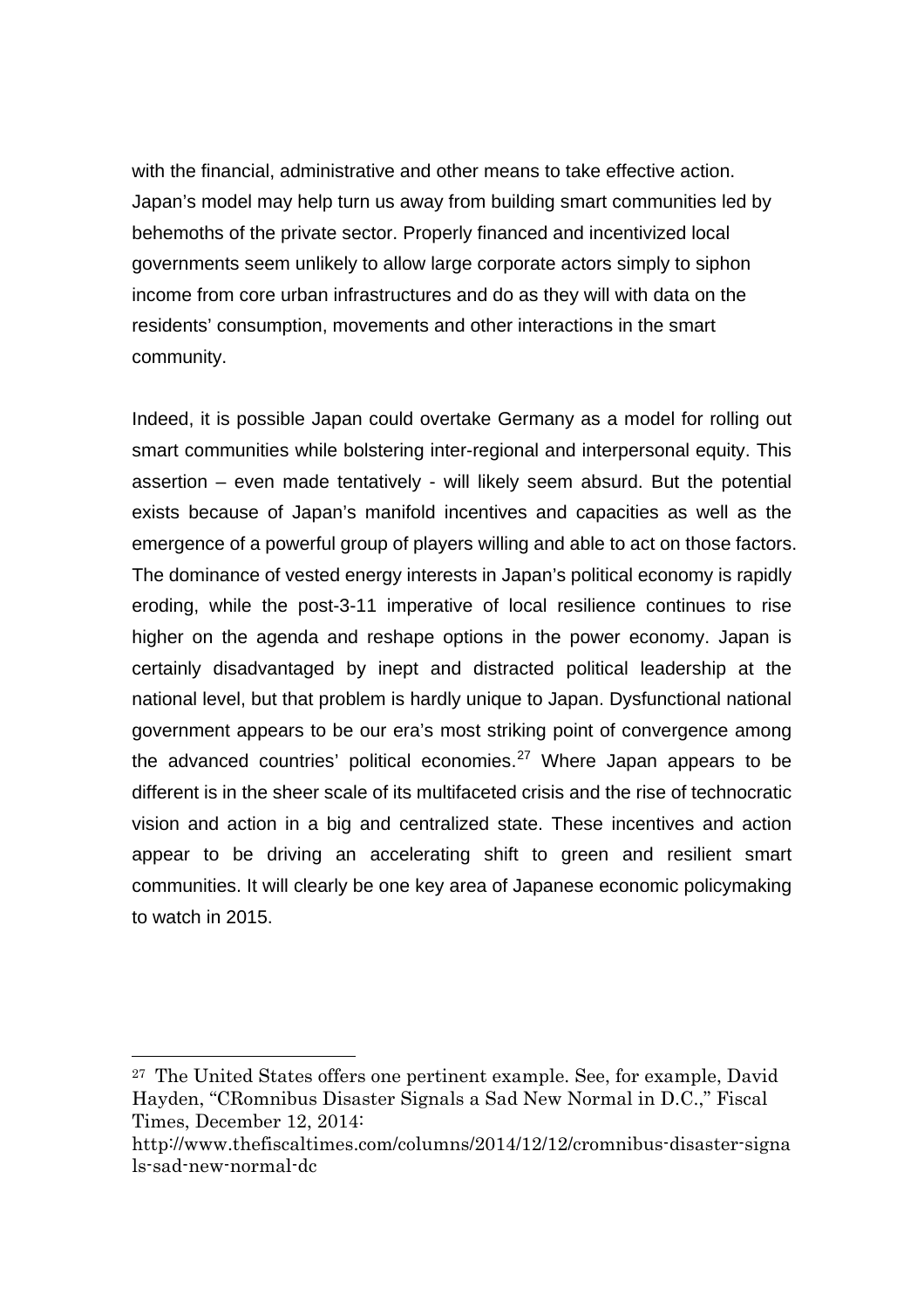with the financial, administrative and other means to take effective action. Japan's model may help turn us away from building smart communities led by behemoths of the private sector. Properly financed and incentivized local governments seem unlikely to allow large corporate actors simply to siphon income from core urban infrastructures and do as they will with data on the residents' consumption, movements and other interactions in the smart community.

Indeed, it is possible Japan could overtake Germany as a model for rolling out smart communities while bolstering inter-regional and interpersonal equity. This assertion – even made tentatively - will likely seem absurd. But the potential exists because of Japan's manifold incentives and capacities as well as the emergence of a powerful group of players willing and able to act on those factors. The dominance of vested energy interests in Japan's political economy is rapidly eroding, while the post-3-11 imperative of local resilience continues to rise higher on the agenda and reshape options in the power economy. Japan is certainly disadvantaged by inept and distracted political leadership at the national level, but that problem is hardly unique to Japan. Dysfunctional national government appears to be our era's most striking point of convergence among the advanced countries' political economies.[27] Where Japan appears to be different is in the sheer scale of its multifaceted crisis and the rise of technocratic vision and action in a big and centralized state. These incentives and action appear to be driving an accelerating shift to green and resilient smart communities. It will clearly be one key area of Japanese economic policymaking to watch in 2015.

---

[27] The United States offers one pertinent example. See, for example, David Hayden, "CRomnibus Disaster Signals a Sad New Normal in D.C.," Fiscal Times, December 12, 2014: http://www.thefiscaltimes.com/columns/2014/12/12/cromnibus-disaster-signals-sad-new-normal-dc